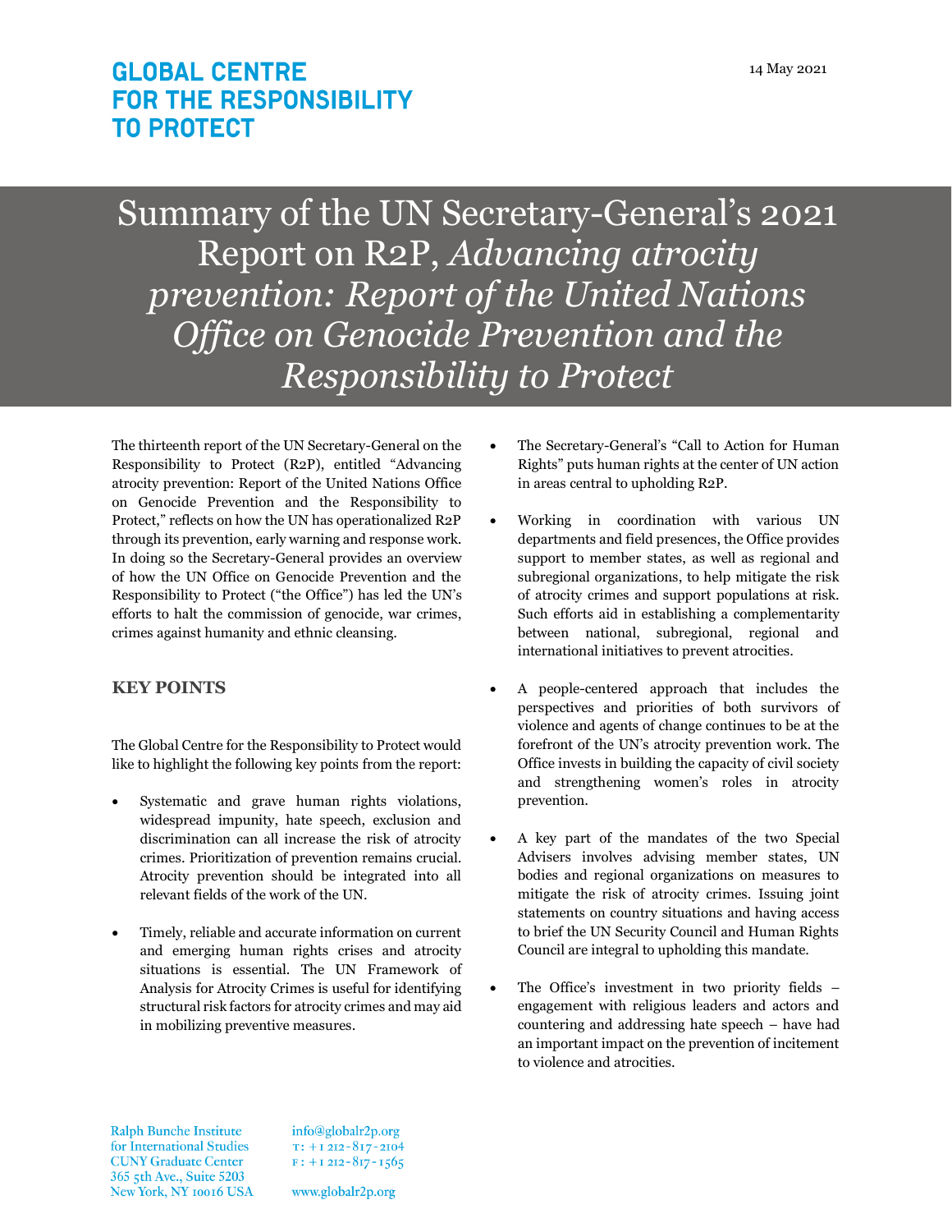# GLOBAL CENTRE FOR THE RESPONSIBILITY TO PROTECT

14 May 2021

# Summary of the UN Secretary-General's 2021 Report on R2P, *Advancing atrocity prevention: Report of the United Nations Office on Genocide Prevention and the Responsibility to Protect*

The thirteenth report of the UN Secretary-General on the Responsibility to Protect (R2P), entitled "Advancing atrocity prevention: Report of the United Nations Office on Genocide Prevention and the Responsibility to Protect," reflects on how the UN has operationalized R2P through its prevention, early warning and response work. In doing so the Secretary-General provides an overview of how the UN Office on Genocide Prevention and the Responsibility to Protect ("the Office") has led the UN's efforts to halt the commission of genocide, war crimes, crimes against humanity and ethnic cleansing.

## KEY POINTS

The Global Centre for the Responsibility to Protect would like to highlight the following key points from the report:

- Systematic and grave human rights violations, widespread impunity, hate speech, exclusion and discrimination can all increase the risk of atrocity crimes. Prioritization of prevention remains crucial. Atrocity prevention should be integrated into all relevant fields of the work of the UN.
- Timely, reliable and accurate information on current and emerging human rights crises and atrocity situations is essential. The UN Framework of Analysis for Atrocity Crimes is useful for identifying structural risk factors for atrocity crimes and may aid in mobilizing preventive measures.
- The Secretary-General's "Call to Action for Human Rights" puts human rights at the center of UN action in areas central to upholding R2P.
- Working in coordination with various UN departments and field presences, the Office provides support to member states, as well as regional and subregional organizations, to help mitigate the risk of atrocity crimes and support populations at risk. Such efforts aid in establishing a complementarity between national, subregional, regional and international initiatives to prevent atrocities.
- A people-centered approach that includes the perspectives and priorities of both survivors of violence and agents of change continues to be at the forefront of the UN's atrocity prevention work. The Office invests in building the capacity of civil society and strengthening women's roles in atrocity prevention.
- A key part of the mandates of the two Special Advisers involves advising member states, UN bodies and regional organizations on measures to mitigate the risk of atrocity crimes. Issuing joint statements on country situations and having access to brief the UN Security Council and Human Rights Council are integral to upholding this mandate.
- The Office's investment in two priority fields – engagement with religious leaders and actors and countering and addressing hate speech – have had an important impact on the prevention of incitement to violence and atrocities.

Ralph Bunche Institute for International Studies
CUNY Graduate Center
365 5th Ave., Suite 5203
New York, NY 10016 USA

info@globalr2p.org
T: +1 212-817-2104
F: +1 212-817-1565

www.globalr2p.org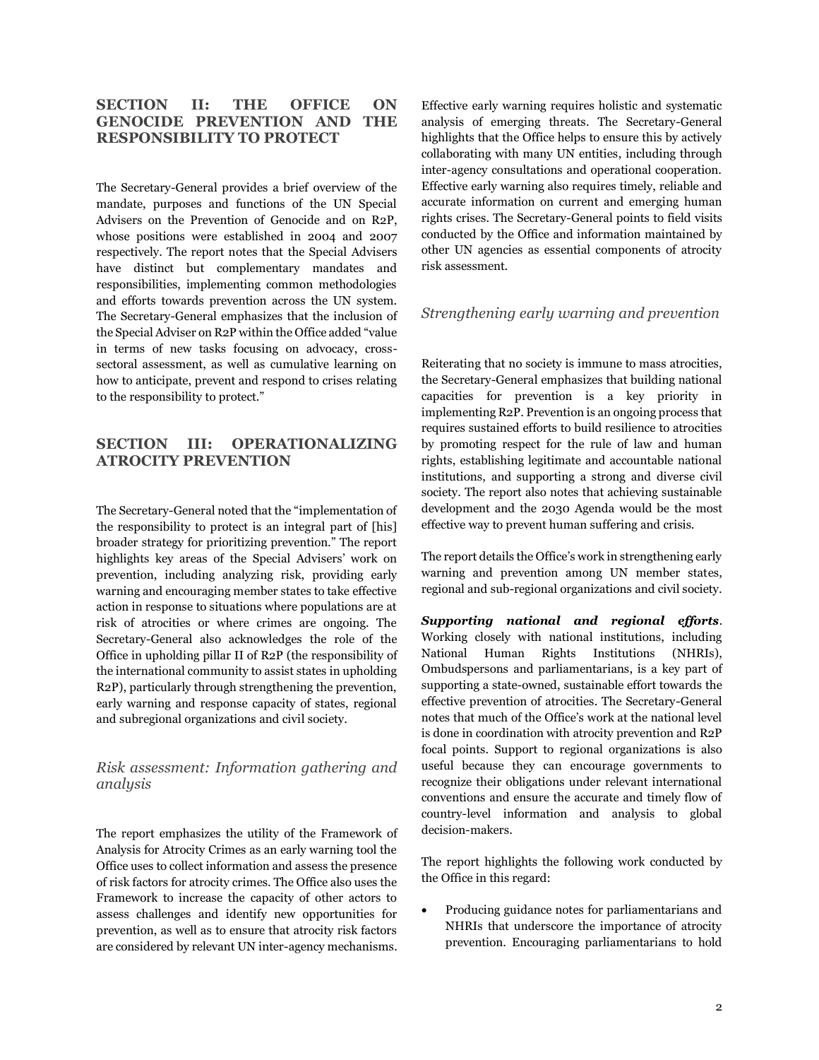## SECTION II: THE OFFICE ON GENOCIDE PREVENTION AND THE RESPONSIBILITY TO PROTECT

The Secretary-General provides a brief overview of the mandate, purposes and functions of the UN Special Advisers on the Prevention of Genocide and on R2P, whose positions were established in 2004 and 2007 respectively. The report notes that the Special Advisers have distinct but complementary mandates and responsibilities, implementing common methodologies and efforts towards prevention across the UN system. The Secretary-General emphasizes that the inclusion of the Special Adviser on R2P within the Office added "value in terms of new tasks focusing on advocacy, cross-sectoral assessment, as well as cumulative learning on how to anticipate, prevent and respond to crises relating to the responsibility to protect."

## SECTION III: OPERATIONALIZING ATROCITY PREVENTION

The Secretary-General noted that the "implementation of the responsibility to protect is an integral part of [his] broader strategy for prioritizing prevention." The report highlights key areas of the Special Advisers' work on prevention, including analyzing risk, providing early warning and encouraging member states to take effective action in response to situations where populations are at risk of atrocities or where crimes are ongoing. The Secretary-General also acknowledges the role of the Office in upholding pillar II of R2P (the responsibility of the international community to assist states in upholding R2P), particularly through strengthening the prevention, early warning and response capacity of states, regional and subregional organizations and civil society.

### *Risk assessment: Information gathering and analysis*

The report emphasizes the utility of the Framework of Analysis for Atrocity Crimes as an early warning tool the Office uses to collect information and assess the presence of risk factors for atrocity crimes. The Office also uses the Framework to increase the capacity of other actors to assess challenges and identify new opportunities for prevention, as well as to ensure that atrocity risk factors are considered by relevant UN inter-agency mechanisms. Effective early warning requires holistic and systematic analysis of emerging threats. The Secretary-General highlights that the Office helps to ensure this by actively collaborating with many UN entities, including through inter-agency consultations and operational cooperation. Effective early warning also requires timely, reliable and accurate information on current and emerging human rights crises. The Secretary-General points to field visits conducted by the Office and information maintained by other UN agencies as essential components of atrocity risk assessment.

### *Strengthening early warning and prevention*

Reiterating that no society is immune to mass atrocities, the Secretary-General emphasizes that building national capacities for prevention is a key priority in implementing R2P. Prevention is an ongoing process that requires sustained efforts to build resilience to atrocities by promoting respect for the rule of law and human rights, establishing legitimate and accountable national institutions, and supporting a strong and diverse civil society. The report also notes that achieving sustainable development and the 2030 Agenda would be the most effective way to prevent human suffering and crisis.

The report details the Office's work in strengthening early warning and prevention among UN member states, regional and sub-regional organizations and civil society.

***Supporting national and regional efforts***. Working closely with national institutions, including National Human Rights Institutions (NHRIs), Ombudspersons and parliamentarians, is a key part of supporting a state-owned, sustainable effort towards the effective prevention of atrocities. The Secretary-General notes that much of the Office's work at the national level is done in coordination with atrocity prevention and R2P focal points. Support to regional organizations is also useful because they can encourage governments to recognize their obligations under relevant international conventions and ensure the accurate and timely flow of country-level information and analysis to global decision-makers.

The report highlights the following work conducted by the Office in this regard:

- Producing guidance notes for parliamentarians and NHRIs that underscore the importance of atrocity prevention. Encouraging parliamentarians to hold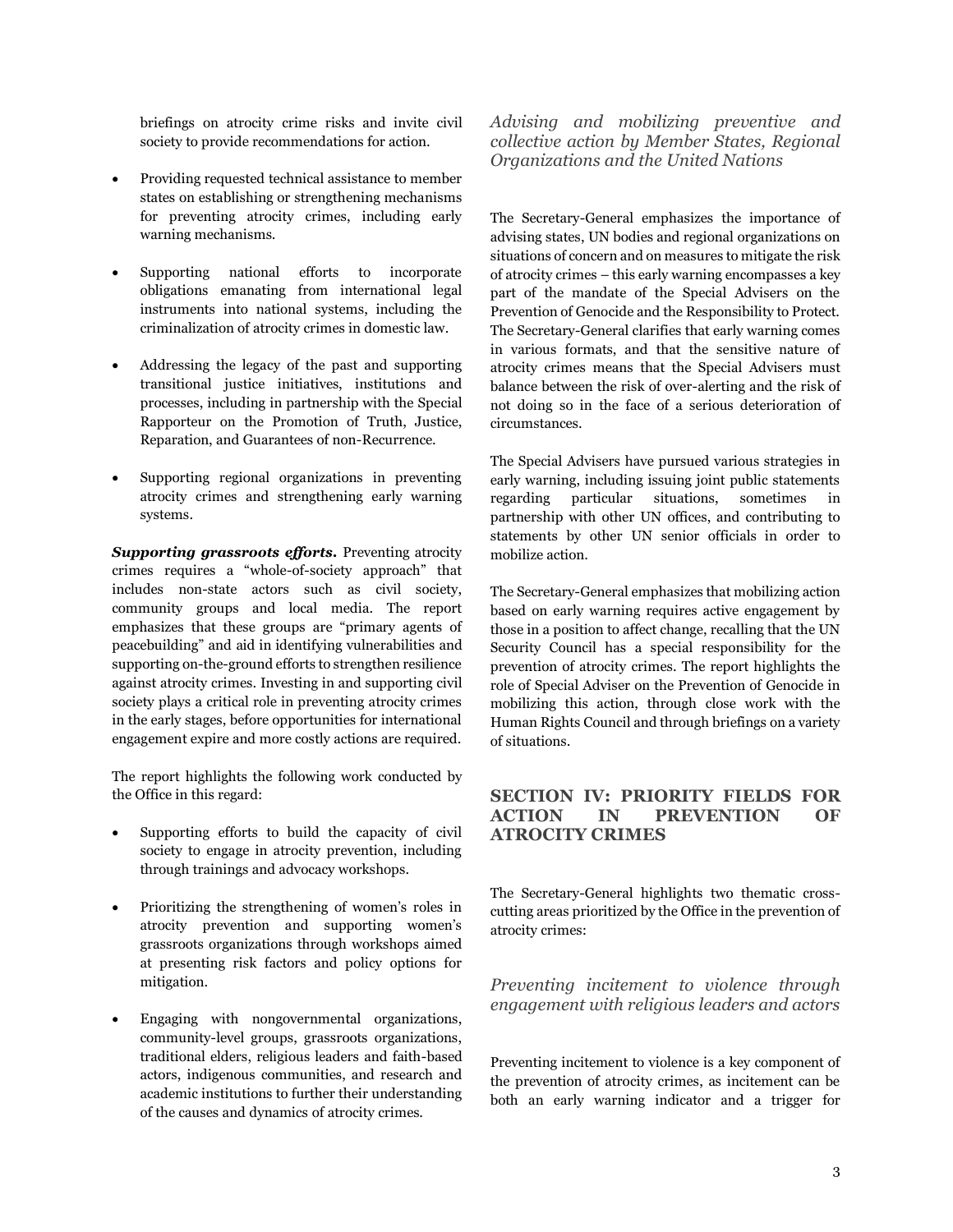briefings on atrocity crime risks and invite civil society to provide recommendations for action.

- Providing requested technical assistance to member states on establishing or strengthening mechanisms for preventing atrocity crimes, including early warning mechanisms.
- Supporting national efforts to incorporate obligations emanating from international legal instruments into national systems, including the criminalization of atrocity crimes in domestic law.
- Addressing the legacy of the past and supporting transitional justice initiatives, institutions and processes, including in partnership with the Special Rapporteur on the Promotion of Truth, Justice, Reparation, and Guarantees of non-Recurrence.
- Supporting regional organizations in preventing atrocity crimes and strengthening early warning systems.

***Supporting grassroots efforts.*** Preventing atrocity crimes requires a "whole-of-society approach" that includes non-state actors such as civil society, community groups and local media. The report emphasizes that these groups are "primary agents of peacebuilding" and aid in identifying vulnerabilities and supporting on-the-ground efforts to strengthen resilience against atrocity crimes. Investing in and supporting civil society plays a critical role in preventing atrocity crimes in the early stages, before opportunities for international engagement expire and more costly actions are required.

The report highlights the following work conducted by the Office in this regard:

- Supporting efforts to build the capacity of civil society to engage in atrocity prevention, including through trainings and advocacy workshops.
- Prioritizing the strengthening of women's roles in atrocity prevention and supporting women's grassroots organizations through workshops aimed at presenting risk factors and policy options for mitigation.
- Engaging with nongovernmental organizations, community-level groups, grassroots organizations, traditional elders, religious leaders and faith-based actors, indigenous communities, and research and academic institutions to further their understanding of the causes and dynamics of atrocity crimes.

### *Advising and mobilizing preventive and collective action by Member States, Regional Organizations and the United Nations*

The Secretary-General emphasizes the importance of advising states, UN bodies and regional organizations on situations of concern and on measures to mitigate the risk of atrocity crimes – this early warning encompasses a key part of the mandate of the Special Advisers on the Prevention of Genocide and the Responsibility to Protect. The Secretary-General clarifies that early warning comes in various formats, and that the sensitive nature of atrocity crimes means that the Special Advisers must balance between the risk of over-alerting and the risk of not doing so in the face of a serious deterioration of circumstances.

The Special Advisers have pursued various strategies in early warning, including issuing joint public statements regarding particular situations, sometimes in partnership with other UN offices, and contributing to statements by other UN senior officials in order to mobilize action.

The Secretary-General emphasizes that mobilizing action based on early warning requires active engagement by those in a position to affect change, recalling that the UN Security Council has a special responsibility for the prevention of atrocity crimes. The report highlights the role of Special Adviser on the Prevention of Genocide in mobilizing this action, through close work with the Human Rights Council and through briefings on a variety of situations.

## SECTION IV: PRIORITY FIELDS FOR ACTION IN PREVENTION OF ATROCITY CRIMES

The Secretary-General highlights two thematic cross-cutting areas prioritized by the Office in the prevention of atrocity crimes:

### *Preventing incitement to violence through engagement with religious leaders and actors*

Preventing incitement to violence is a key component of the prevention of atrocity crimes, as incitement can be both an early warning indicator and a trigger for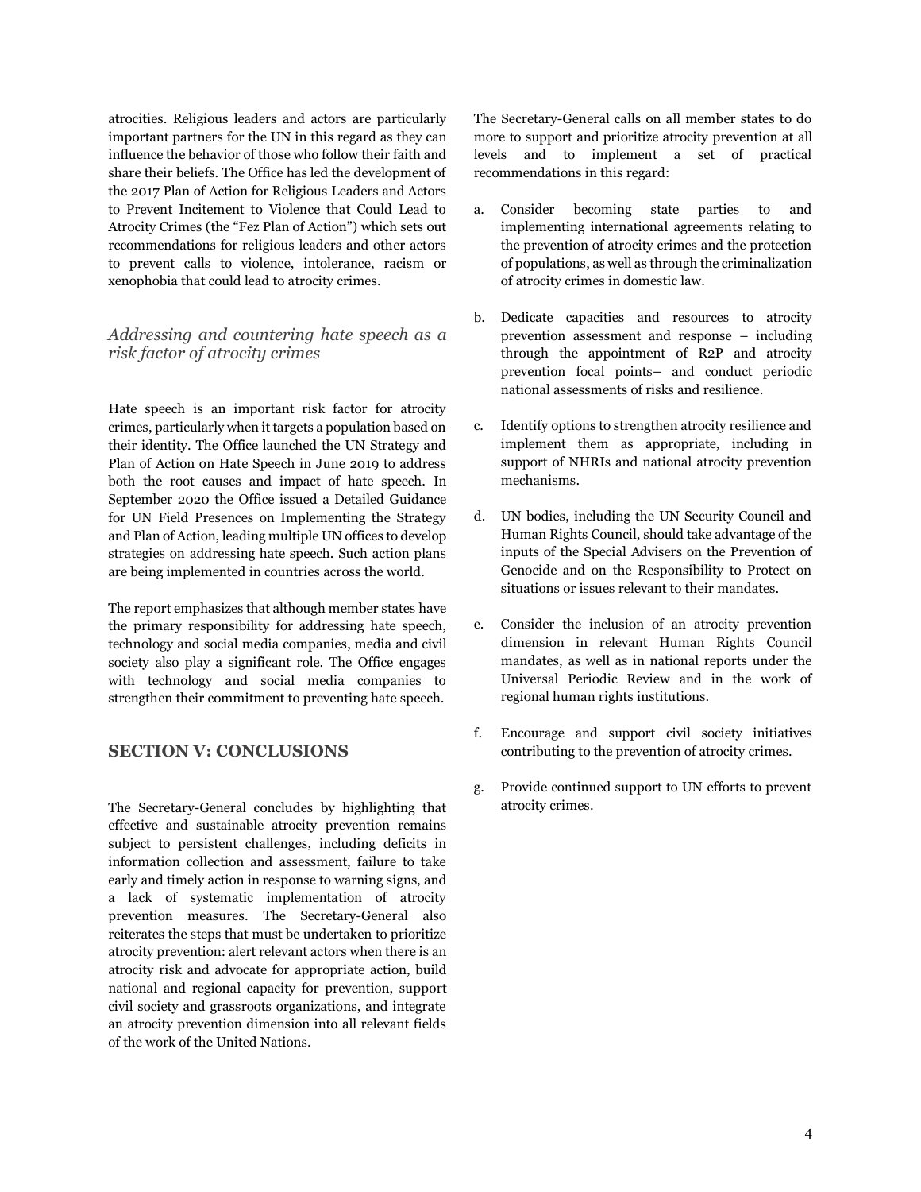atrocities. Religious leaders and actors are particularly important partners for the UN in this regard as they can influence the behavior of those who follow their faith and share their beliefs. The Office has led the development of the 2017 Plan of Action for Religious Leaders and Actors to Prevent Incitement to Violence that Could Lead to Atrocity Crimes (the "Fez Plan of Action") which sets out recommendations for religious leaders and other actors to prevent calls to violence, intolerance, racism or xenophobia that could lead to atrocity crimes.

### *Addressing and countering hate speech as a risk factor of atrocity crimes*

Hate speech is an important risk factor for atrocity crimes, particularly when it targets a population based on their identity. The Office launched the UN Strategy and Plan of Action on Hate Speech in June 2019 to address both the root causes and impact of hate speech. In September 2020 the Office issued a Detailed Guidance for UN Field Presences on Implementing the Strategy and Plan of Action, leading multiple UN offices to develop strategies on addressing hate speech. Such action plans are being implemented in countries across the world.

The report emphasizes that although member states have the primary responsibility for addressing hate speech, technology and social media companies, media and civil society also play a significant role. The Office engages with technology and social media companies to strengthen their commitment to preventing hate speech.

## SECTION V: CONCLUSIONS

The Secretary-General concludes by highlighting that effective and sustainable atrocity prevention remains subject to persistent challenges, including deficits in information collection and assessment, failure to take early and timely action in response to warning signs, and a lack of systematic implementation of atrocity prevention measures. The Secretary-General also reiterates the steps that must be undertaken to prioritize atrocity prevention: alert relevant actors when there is an atrocity risk and advocate for appropriate action, build national and regional capacity for prevention, support civil society and grassroots organizations, and integrate an atrocity prevention dimension into all relevant fields of the work of the United Nations.

The Secretary-General calls on all member states to do more to support and prioritize atrocity prevention at all levels and to implement a set of practical recommendations in this regard:

a. Consider becoming state parties to and implementing international agreements relating to the prevention of atrocity crimes and the protection of populations, as well as through the criminalization of atrocity crimes in domestic law.

b. Dedicate capacities and resources to atrocity prevention assessment and response – including through the appointment of R2P and atrocity prevention focal points– and conduct periodic national assessments of risks and resilience.

c. Identify options to strengthen atrocity resilience and implement them as appropriate, including in support of NHRIs and national atrocity prevention mechanisms.

d. UN bodies, including the UN Security Council and Human Rights Council, should take advantage of the inputs of the Special Advisers on the Prevention of Genocide and on the Responsibility to Protect on situations or issues relevant to their mandates.

e. Consider the inclusion of an atrocity prevention dimension in relevant Human Rights Council mandates, as well as in national reports under the Universal Periodic Review and in the work of regional human rights institutions.

f. Encourage and support civil society initiatives contributing to the prevention of atrocity crimes.

g. Provide continued support to UN efforts to prevent atrocity crimes.